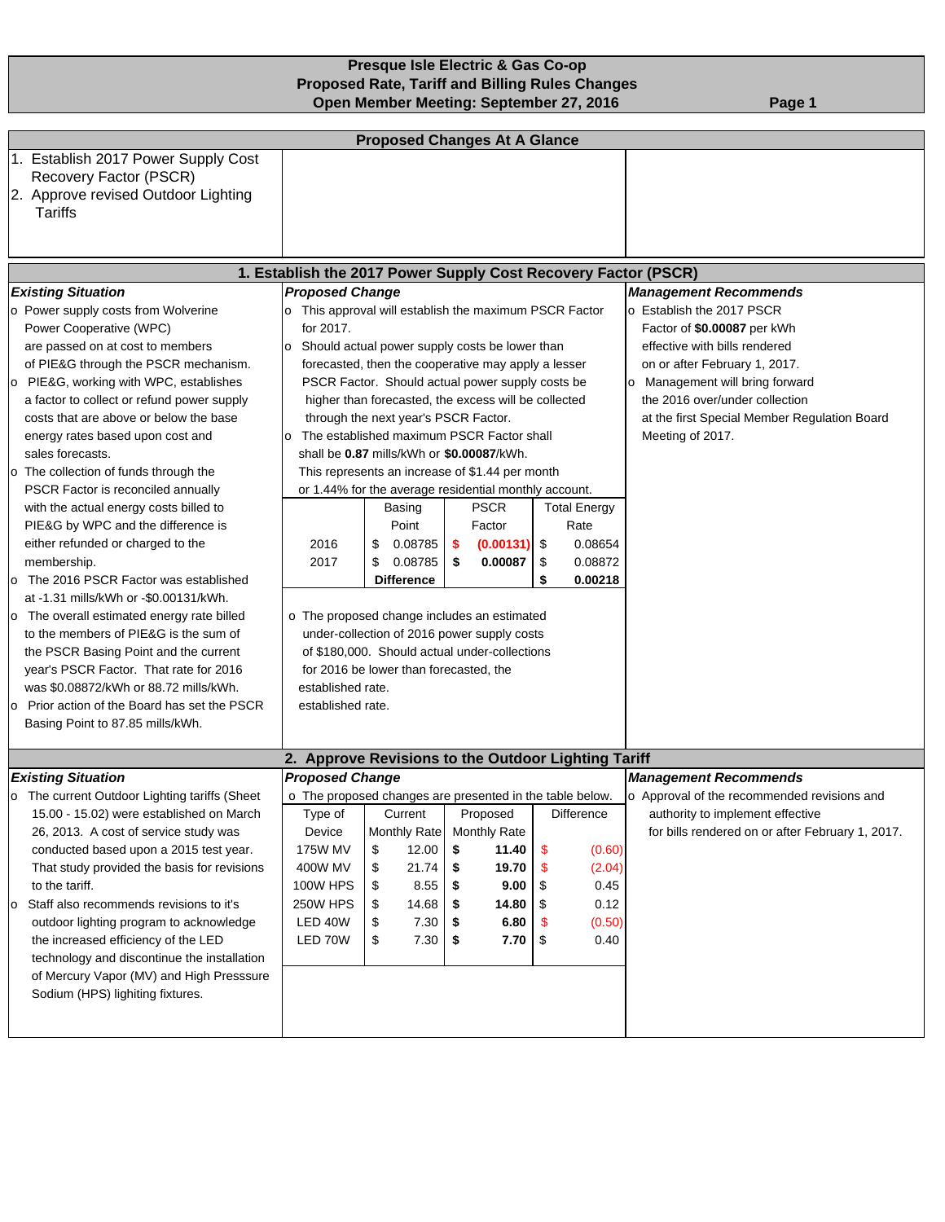# Presque Isle Electric & Gas Co-op
## Proposed Rate, Tariff and Billing Rules Changes
## Open Member Meeting: September 27, 2016

### Proposed Changes At A Glance

1. Establish 2017 Power Supply Cost Recovery Factor (PSCR)
2. Approve revised Outdoor Lighting Tariffs

### 1. Establish the 2017 Power Supply Cost Recovery Factor (PSCR)

***Existing Situation***

- Power supply costs from Wolverine Power Cooperative (WPC) are passed on at cost to members of PIE&G through the PSCR mechanism.
- PIE&G, working with WPC, establishes a factor to collect or refund power supply costs that are above or below the base energy rates based upon cost and sales forecasts.
- The collection of funds through the PSCR Factor is reconciled annually with the actual energy costs billed to PIE&G by WPC and the difference is either refunded or charged to the membership.
- The 2016 PSCR Factor was established at -1.31 mills/kWh or -$0.00131/kWh.
- The overall estimated energy rate billed to the members of PIE&G is the sum of the PSCR Basing Point and the current year's PSCR Factor. That rate for 2016 was $0.08872/kWh or 88.72 mills/kWh.
- Prior action of the Board has set the PSCR Basing Point to 87.85 mills/kWh.

***Proposed Change***

- This approval will establish the maximum PSCR Factor for 2017.
- Should actual power supply costs be lower than forecasted, then the cooperative may apply a lesser PSCR Factor. Should actual power supply costs be higher than forecasted, the excess will be collected through the next year's PSCR Factor.
- The established maximum PSCR Factor shall shall be **0.87** mills/kWh or **$0.00087**/kWh. This represents an increase of $1.44 per month or 1.44% for the average residential monthly account.

| | Basing Point | PSCR Factor | Total Energy Rate |
|---|---|---|---|
| 2016 | $ 0.08785 | **$ (0.00131)** | $ 0.08654 |
| 2017 | $ 0.08785 | **$ 0.00087** | $ 0.08872 |
| | **Difference** | | **$ 0.00218** |

- The proposed change includes an estimated under-collection of 2016 power supply costs of $180,000. Should actual under-collections for 2016 be lower than forecasted, the established rate. established rate.

***Management Recommends***

- Establish the 2017 PSCR Factor of **$0.00087** per kWh effective with bills rendered on or after February 1, 2017.
- Management will bring forward the 2016 over/under collection at the first Special Member Regulation Board Meeting of 2017.

### 2. Approve Revisions to the Outdoor Lighting Tariff

***Existing Situation***

- The current Outdoor Lighting tariffs (Sheet 15.00 - 15.02) were established on March 26, 2013. A cost of service study was conducted based upon a 2015 test year. That study provided the basis for revisions to the tariff.
- Staff also recommends revisions to it's outdoor lighting program to acknowledge the increased efficiency of the LED technology and discontinue the installation of Mercury Vapor (MV) and High Presssure Sodium (HPS) lighiting fixtures.

***Proposed Change***

- The proposed changes are presented in the table below.

| Type of Device | Current Monthly Rate | Proposed Monthly Rate | Difference |
|---|---|---|---|
| 175W MV | $ 12.00 | **$ 11.40** | $ (0.60) |
| 400W MV | $ 21.74 | **$ 19.70** | $ (2.04) |
| 100W HPS | $ 8.55 | **$ 9.00** | $ 0.45 |
| 250W HPS | $ 14.68 | **$ 14.80** | $ 0.12 |
| LED 40W | $ 7.30 | **$ 6.80** | $ (0.50) |
| LED 70W | $ 7.30 | **$ 7.70** | $ 0.40 |

***Management Recommends***

- Approval of the recommended revisions and authority to implement effective for bills rendered on or after February 1, 2017.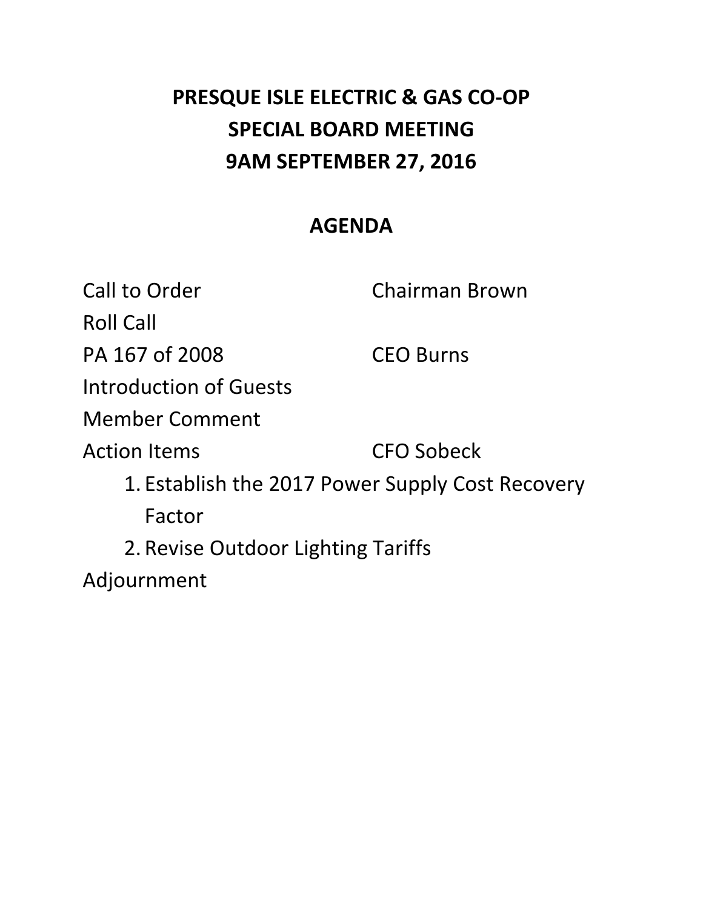# PRESQUE ISLE ELECTRIC & GAS CO-OP
# SPECIAL BOARD MEETING
# 9AM SEPTEMBER 27, 2016

## AGENDA

| | |
|---|---|
| Call to Order | Chairman Brown |
| Roll Call | |
| PA 167 of 2008 | CEO Burns |
| Introduction of Guests | |
| Member Comment | |
| Action Items | CFO Sobeck |

1. Establish the 2017 Power Supply Cost Recovery Factor
2. Revise Outdoor Lighting Tariffs

Adjournment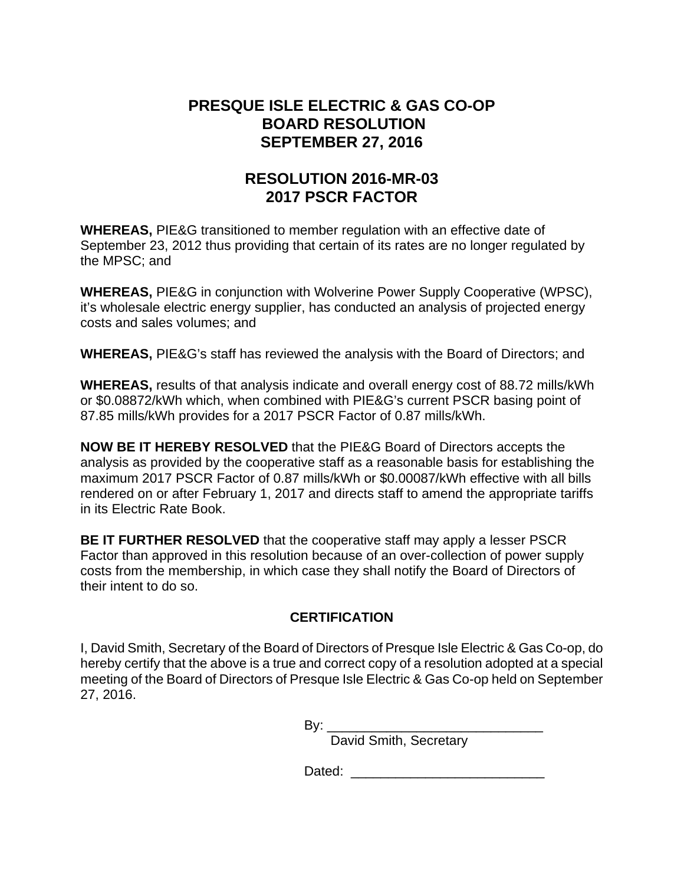# PRESQUE ISLE ELECTRIC & GAS CO-OP
# BOARD RESOLUTION
# SEPTEMBER 27, 2016

## RESOLUTION 2016-MR-03
## 2017 PSCR FACTOR

**WHEREAS,** PIE&G transitioned to member regulation with an effective date of September 23, 2012 thus providing that certain of its rates are no longer regulated by the MPSC; and

**WHEREAS,** PIE&G in conjunction with Wolverine Power Supply Cooperative (WPSC), it's wholesale electric energy supplier, has conducted an analysis of projected energy costs and sales volumes; and

**WHEREAS,** PIE&G's staff has reviewed the analysis with the Board of Directors; and

**WHEREAS,** results of that analysis indicate and overall energy cost of 88.72 mills/kWh or $0.08872/kWh which, when combined with PIE&G's current PSCR basing point of 87.85 mills/kWh provides for a 2017 PSCR Factor of 0.87 mills/kWh.

**NOW BE IT HEREBY RESOLVED** that the PIE&G Board of Directors accepts the analysis as provided by the cooperative staff as a reasonable basis for establishing the maximum 2017 PSCR Factor of 0.87 mills/kWh or $0.00087/kWh effective with all bills rendered on or after February 1, 2017 and directs staff to amend the appropriate tariffs in its Electric Rate Book.

**BE IT FURTHER RESOLVED** that the cooperative staff may apply a lesser PSCR Factor than approved in this resolution because of an over-collection of power supply costs from the membership, in which case they shall notify the Board of Directors of their intent to do so.

### CERTIFICATION

I, David Smith, Secretary of the Board of Directors of Presque Isle Electric & Gas Co-op, do hereby certify that the above is a true and correct copy of a resolution adopted at a special meeting of the Board of Directors of Presque Isle Electric & Gas Co-op held on September 27, 2016.

By: ______________________________
David Smith, Secretary

Dated: ___________________________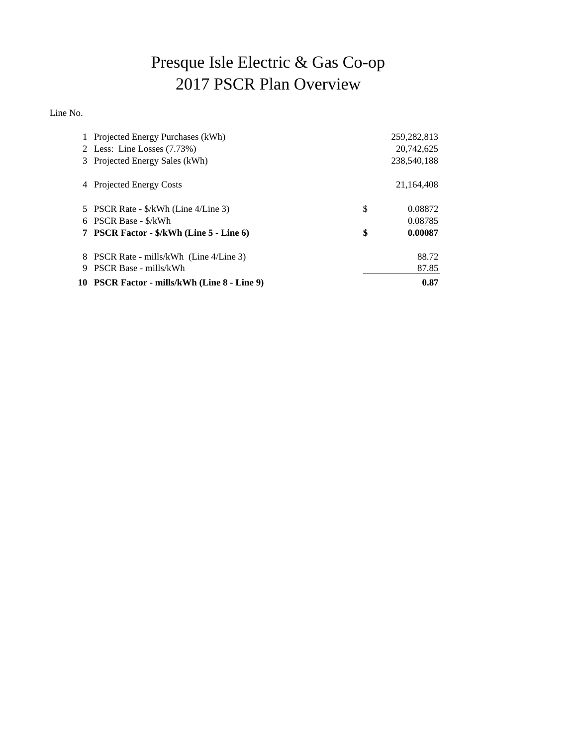# Presque Isle Electric & Gas Co-op
# 2017 PSCR Plan Overview

| Line No. | | | |
|---|---|---|---|
| 1 | Projected Energy Purchases (kWh) | | 259,282,813 |
| 2 | Less: Line Losses (7.73%) | | 20,742,625 |
| 3 | Projected Energy Sales (kWh) | | 238,540,188 |
| | | | |
| 4 | Projected Energy Costs | | 21,164,408 |
| | | | |
| 5 | PSCR Rate - $/kWh (Line 4/Line 3) | $ | 0.08872 |
| 6 | PSCR Base - $/kWh | | 0.08785 |
| **7** | **PSCR Factor - $/kWh (Line 5 - Line 6)** | **$** | **0.00087** |
| | | | |
| 8 | PSCR Rate - mills/kWh (Line 4/Line 3) | | 88.72 |
| 9 | PSCR Base - mills/kWh | | 87.85 |
| **10** | **PSCR Factor - mills/kWh (Line 8 - Line 9)** | | **0.87** |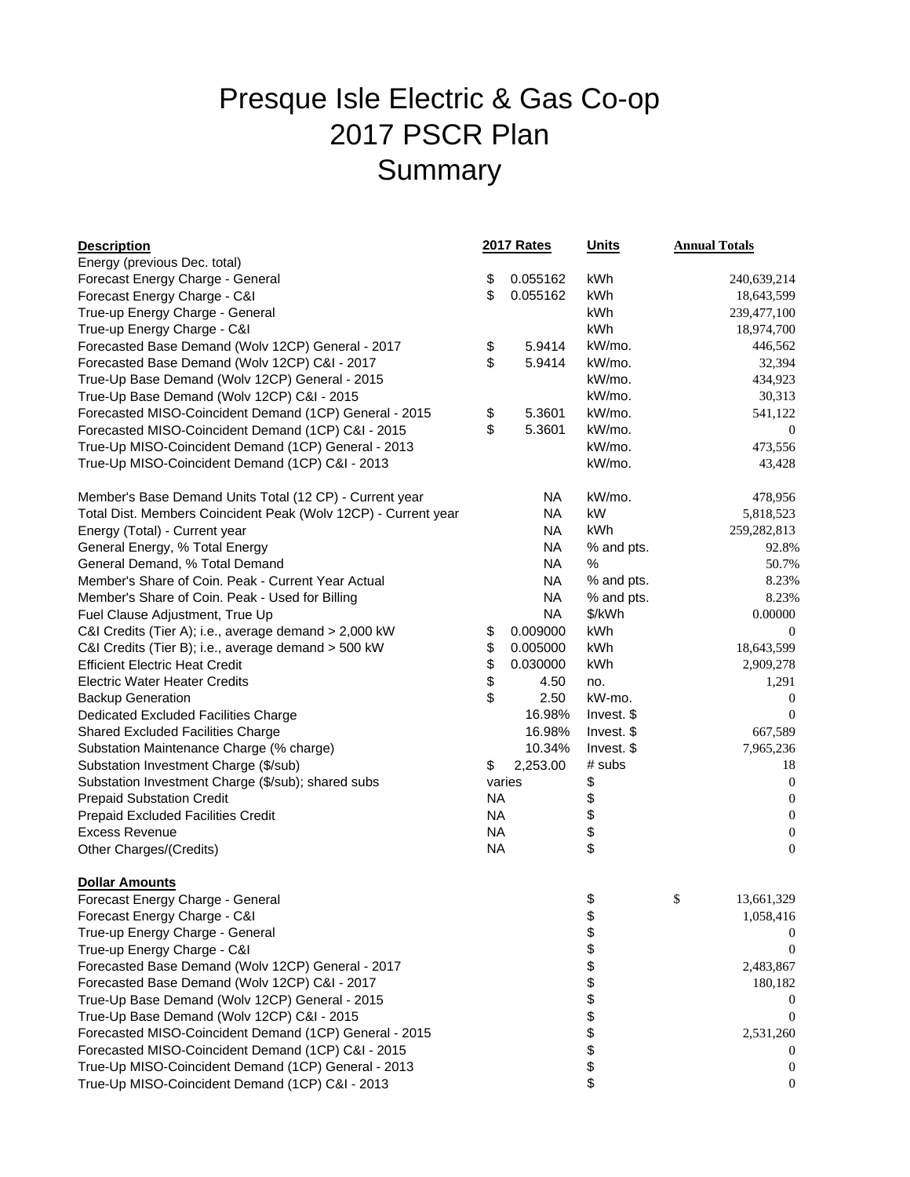# Presque Isle Electric & Gas Co-op
# 2017 PSCR Plan
# Summary

| Description | 2017 Rates | Units | Annual Totals |
|---|---|---|---|
| Energy (previous Dec. total) | | | |
| Forecast Energy Charge - General | $ 0.055162 | kWh | 240,639,214 |
| Forecast Energy Charge - C&I | $ 0.055162 | kWh | 18,643,599 |
| True-up Energy Charge - General | | kWh | 239,477,100 |
| True-up Energy Charge - C&I | | kWh | 18,974,700 |
| Forecasted Base Demand (Wolv 12CP) General - 2017 | $ 5.9414 | kW/mo. | 446,562 |
| Forecasted Base Demand (Wolv 12CP) C&I - 2017 | $ 5.9414 | kW/mo. | 32,394 |
| True-Up Base Demand (Wolv 12CP) General - 2015 | | kW/mo. | 434,923 |
| True-Up Base Demand (Wolv 12CP) C&I - 2015 | | kW/mo. | 30,313 |
| Forecasted MISO-Coincident Demand (1CP) General - 2015 | $ 5.3601 | kW/mo. | 541,122 |
| Forecasted MISO-Coincident Demand (1CP) C&I - 2015 | $ 5.3601 | kW/mo. | 0 |
| True-Up MISO-Coincident Demand (1CP) General - 2013 | | kW/mo. | 473,556 |
| True-Up MISO-Coincident Demand (1CP) C&I - 2013 | | kW/mo. | 43,428 |
| | | | |
| Member's Base Demand Units Total (12 CP) - Current year | NA | kW/mo. | 478,956 |
| Total Dist. Members Coincident Peak (Wolv 12CP) - Current year | NA | kW | 5,818,523 |
| Energy (Total) - Current year | NA | kWh | 259,282,813 |
| General Energy, % Total Energy | NA | % and pts. | 92.8% |
| General Demand, % Total Demand | NA | % | 50.7% |
| Member's Share of Coin. Peak - Current Year Actual | NA | % and pts. | 8.23% |
| Member's Share of Coin. Peak - Used for Billing | NA | % and pts. | 8.23% |
| Fuel Clause Adjustment, True Up | NA | $/kWh | 0.00000 |
| C&I Credits (Tier A); i.e., average demand > 2,000 kW | $ 0.009000 | kWh | 0 |
| C&I Credits (Tier B); i.e., average demand > 500 kW | $ 0.005000 | kWh | 18,643,599 |
| Efficient Electric Heat Credit | $ 0.030000 | kWh | 2,909,278 |
| Electric Water Heater Credits | $ 4.50 | no. | 1,291 |
| Backup Generation | $ 2.50 | kW-mo. | 0 |
| Dedicated Excluded Facilities Charge | 16.98% | Invest. $ | 0 |
| Shared Excluded Facilities Charge | 16.98% | Invest. $ | 667,589 |
| Substation Maintenance Charge (% charge) | 10.34% | Invest. $ | 7,965,236 |
| Substation Investment Charge ($/sub) | $ 2,253.00 | # subs | 18 |
| Substation Investment Charge ($/sub); shared subs | varies | $ | 0 |
| Prepaid Substation Credit | NA | $ | 0 |
| Prepaid Excluded Facilities Credit | NA | $ | 0 |
| Excess Revenue | NA | $ | 0 |
| Other Charges/(Credits) | NA | $ | 0 |
| | | | |
| **Dollar Amounts** | | | |
| Forecast Energy Charge - General | | $ | $ 13,661,329 |
| Forecast Energy Charge - C&I | | $ | 1,058,416 |
| True-up Energy Charge - General | | $ | 0 |
| True-up Energy Charge - C&I | | $ | 0 |
| Forecasted Base Demand (Wolv 12CP) General - 2017 | | $ | 2,483,867 |
| Forecasted Base Demand (Wolv 12CP) C&I - 2017 | | $ | 180,182 |
| True-Up Base Demand (Wolv 12CP) General - 2015 | | $ | 0 |
| True-Up Base Demand (Wolv 12CP) C&I - 2015 | | $ | 0 |
| Forecasted MISO-Coincident Demand (1CP) General - 2015 | | $ | 2,531,260 |
| Forecasted MISO-Coincident Demand (1CP) C&I - 2015 | | $ | 0 |
| True-Up MISO-Coincident Demand (1CP) General - 2013 | | $ | 0 |
| True-Up MISO-Coincident Demand (1CP) C&I - 2013 | | $ | 0 |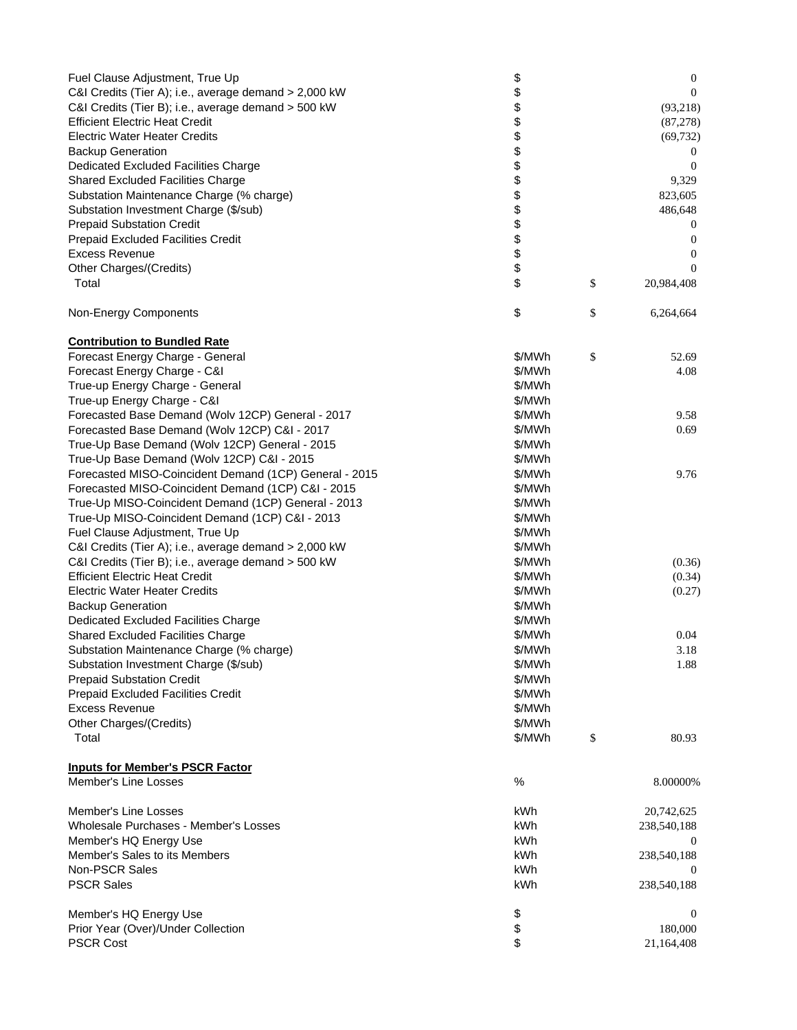| | | | |
|---|---|---|---|
| Fuel Clause Adjustment, True Up | $ | | 0 |
| C&I Credits (Tier A); i.e., average demand > 2,000 kW | $ | | 0 |
| C&I Credits (Tier B); i.e., average demand > 500 kW | $ | | (93,218) |
| Efficient Electric Heat Credit | $ | | (87,278) |
| Electric Water Heater Credits | $ | | (69,732) |
| Backup Generation | $ | | 0 |
| Dedicated Excluded Facilities Charge | $ | | 0 |
| Shared Excluded Facilities Charge | $ | | 9,329 |
| Substation Maintenance Charge (% charge) | $ | | 823,605 |
| Substation Investment Charge ($/sub) | $ | | 486,648 |
| Prepaid Substation Credit | $ | | 0 |
| Prepaid Excluded Facilities Credit | $ | | 0 |
| Excess Revenue | $ | | 0 |
| Other Charges/(Credits) | $ | | 0 |
| Total | $ | $ | 20,984,408 |
| | | | |
| Non-Energy Components | $ | $ | 6,264,664 |

**Contribution to Bundled Rate**

| | | | |
|---|---|---|---|
| Forecast Energy Charge - General | $/MWh | $ | 52.69 |
| Forecast Energy Charge - C&I | $/MWh | | 4.08 |
| True-up Energy Charge - General | $/MWh | | |
| True-up Energy Charge - C&I | $/MWh | | |
| Forecasted Base Demand (Wolv 12CP) General - 2017 | $/MWh | | 9.58 |
| Forecasted Base Demand (Wolv 12CP) C&I - 2017 | $/MWh | | 0.69 |
| True-Up Base Demand (Wolv 12CP) General - 2015 | $/MWh | | |
| True-Up Base Demand (Wolv 12CP) C&I - 2015 | $/MWh | | |
| Forecasted MISO-Coincident Demand (1CP) General - 2015 | $/MWh | | 9.76 |
| Forecasted MISO-Coincident Demand (1CP) C&I - 2015 | $/MWh | | |
| True-Up MISO-Coincident Demand (1CP) General - 2013 | $/MWh | | |
| True-Up MISO-Coincident Demand (1CP) C&I - 2013 | $/MWh | | |
| Fuel Clause Adjustment, True Up | $/MWh | | |
| C&I Credits (Tier A); i.e., average demand > 2,000 kW | $/MWh | | |
| C&I Credits (Tier B); i.e., average demand > 500 kW | $/MWh | | (0.36) |
| Efficient Electric Heat Credit | $/MWh | | (0.34) |
| Electric Water Heater Credits | $/MWh | | (0.27) |
| Backup Generation | $/MWh | | |
| Dedicated Excluded Facilities Charge | $/MWh | | |
| Shared Excluded Facilities Charge | $/MWh | | 0.04 |
| Substation Maintenance Charge (% charge) | $/MWh | | 3.18 |
| Substation Investment Charge ($/sub) | $/MWh | | 1.88 |
| Prepaid Substation Credit | $/MWh | | |
| Prepaid Excluded Facilities Credit | $/MWh | | |
| Excess Revenue | $/MWh | | |
| Other Charges/(Credits) | $/MWh | | |
| Total | $/MWh | $ | 80.93 |

**Inputs for Member's PSCR Factor**

| | | |
|---|---|---|
| Member's Line Losses | % | 8.00000% |
| | | |
| Member's Line Losses | kWh | 20,742,625 |
| Wholesale Purchases - Member's Losses | kWh | 238,540,188 |
| Member's HQ Energy Use | kWh | 0 |
| Member's Sales to its Members | kWh | 238,540,188 |
| Non-PSCR Sales | kWh | 0 |
| PSCR Sales | kWh | 238,540,188 |
| | | |
| Member's HQ Energy Use | $ | 0 |
| Prior Year (Over)/Under Collection | $ | 180,000 |
| PSCR Cost | $ | 21,164,408 |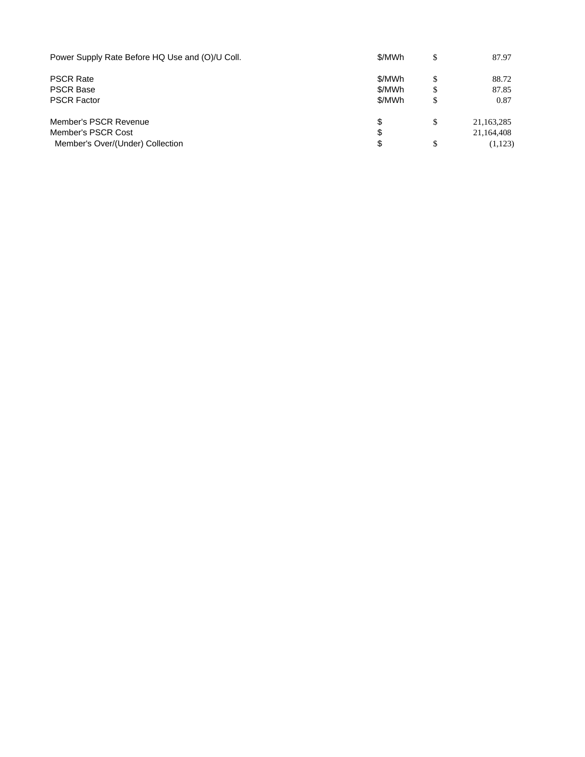| | | | |
|---|---|---|---|
| Power Supply Rate Before HQ Use and (O)/U Coll. | $/MWh | $ | 87.97 |
| | | | |
| PSCR Rate | $/MWh | $ | 88.72 |
| PSCR Base | $/MWh | $ | 87.85 |
| PSCR Factor | $/MWh | $ | 0.87 |
| | | | |
| Member's PSCR Revenue | $ | $ | 21,163,285 |
| Member's PSCR Cost | $ | | 21,164,408 |
| Member's Over/(Under) Collection | $ | $ | (1,123) |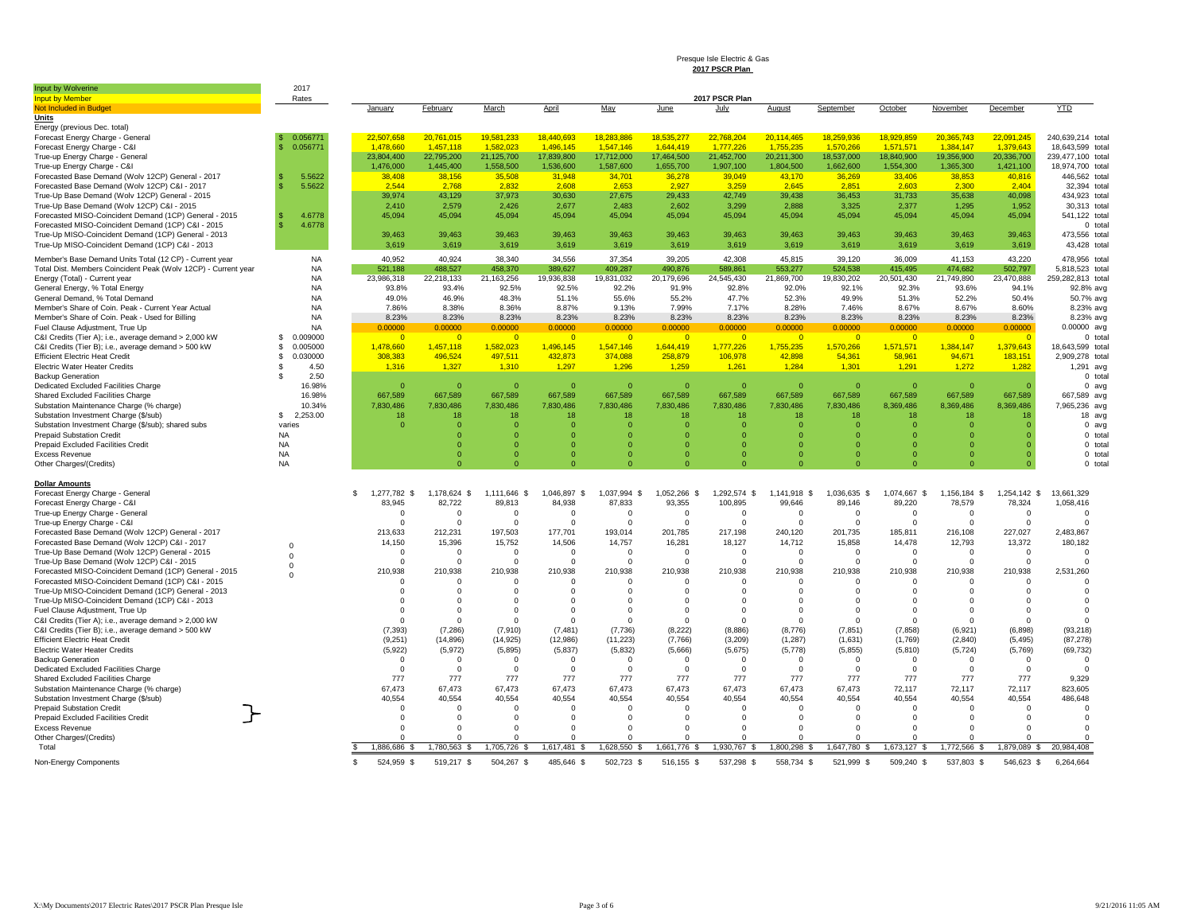# Presque Isle Electric & Gas
## 2017 PSCR Plan

Input by Wolverine
Input by Member
Not Included in Budget

| | 2017 Rates | January | February | March | April | May | June | July | August | September | October | November | December | YTD | |
|---|---|---|---|---|---|---|---|---|---|---|---|---|---|---|---|
| **Units** | | | | | | | | | | | | | | | |
| Energy (previous Dec. total) | | | | | | | | | | | | | | | |
| Forecast Energy Charge - General | $ 0.056771 | 22,507,658 | 20,761,015 | 19,581,233 | 18,440,693 | 18,283,886 | 18,535,277 | 22,768,204 | 20,114,465 | 18,259,936 | 18,929,859 | 20,365,743 | 22,091,245 | 240,639,214 | total |
| Forecast Energy Charge - C&I | $ 0.056771 | 1,478,660 | 1,457,118 | 1,582,023 | 1,496,145 | 1,547,146 | 1,644,419 | 1,777,226 | 1,755,235 | 1,570,266 | 1,571,571 | 1,384,147 | 1,379,643 | 18,643,599 | total |
| True-up Energy Charge - General | | 23,804,400 | 22,795,200 | 21,125,700 | 17,839,800 | 17,712,000 | 17,464,500 | 21,452,700 | 20,211,300 | 18,537,000 | 18,840,900 | 19,356,900 | 20,336,700 | 239,477,100 | total |
| True-up Energy Charge - C&I | | 1,476,000 | 1,445,400 | 1,558,500 | 1,536,600 | 1,587,600 | 1,655,700 | 1,907,100 | 1,804,500 | 1,662,600 | 1,554,300 | 1,365,300 | 1,421,100 | 18,974,700 | total |
| Forecasted Base Demand (Wolv 12CP) General - 2017 | $ 5.5622 | 38,408 | 38,156 | 35,508 | 31,948 | 34,701 | 36,278 | 39,049 | 43,170 | 36,269 | 33,406 | 38,853 | 40,816 | 446,562 | total |
| Forecasted Base Demand (Wolv 12CP) C&I - 2017 | $ 5.5622 | 2,544 | 2,768 | 2,832 | 2,608 | 2,653 | 2,927 | 3,259 | 2,645 | 2,851 | 2,603 | 2,300 | 2,404 | 32,394 | total |
| True-Up Base Demand (Wolv 12CP) General - 2015 | | 39,974 | 43,129 | 37,973 | 30,630 | 27,675 | 29,433 | 42,749 | 39,438 | 36,453 | 31,733 | 35,638 | 40,098 | 434,923 | total |
| True-Up Base Demand (Wolv 12CP) C&I - 2015 | | 2,410 | 2,579 | 2,426 | 2,677 | 2,483 | 2,602 | 3,299 | 2,888 | 3,325 | 2,377 | 1,295 | 1,952 | 30,313 | total |
| Forecasted MISO-Coincident Demand (1CP) General - 2015 | $ 4.6778 | 45,094 | 45,094 | 45,094 | 45,094 | 45,094 | 45,094 | 45,094 | 45,094 | 45,094 | 45,094 | 45,094 | 45,094 | 541,122 | total |
| Forecasted MISO-Coincident Demand (1CP) C&I - 2015 | $ 4.6778 | | | | | | | | | | | | | 0 | total |
| True-Up MISO-Coincident Demand (1CP) General - 2013 | | 39,463 | 39,463 | 39,463 | 39,463 | 39,463 | 39,463 | 39,463 | 39,463 | 39,463 | 39,463 | 39,463 | 39,463 | 473,556 | total |
| True-Up MISO-Coincident Demand (1CP) C&I - 2013 | | 3,619 | 3,619 | 3,619 | 3,619 | 3,619 | 3,619 | 3,619 | 3,619 | 3,619 | 3,619 | 3,619 | 3,619 | 43,428 | total |
| Member's Base Demand Units Total (12 CP) - Current year | NA | 40,952 | 40,924 | 38,340 | 34,556 | 37,354 | 39,205 | 42,308 | 45,815 | 39,120 | 36,009 | 41,153 | 43,220 | 478,956 | total |
| Total Dist. Members Coincident Peak (Wolv 12CP) - Current year | NA | 521,188 | 488,527 | 458,370 | 389,627 | 409,287 | 490,876 | 589,861 | 553,277 | 524,538 | 415,495 | 474,682 | 502,797 | 5,818,523 | total |
| Energy (Total) - Current year | NA | 23,986,318 | 22,218,133 | 21,163,256 | 19,936,838 | 19,831,032 | 20,179,696 | 24,545,430 | 21,869,700 | 19,830,202 | 20,501,430 | 21,749,890 | 23,470,888 | 259,282,813 | total |
| General Energy, % Total Energy | NA | 93.8% | 93.4% | 92.5% | 92.5% | 92.2% | 91.9% | 92.8% | 92.0% | 92.1% | 92.3% | 93.6% | 94.1% | 92.8% | avg |
| General Demand, % Total Demand | NA | 49.0% | 46.9% | 48.3% | 51.1% | 55.6% | 55.2% | 47.7% | 52.3% | 49.9% | 51.3% | 52.2% | 50.4% | 50.7% | avg |
| Member's Share of Coin. Peak - Current Year Actual | NA | 7.86% | 8.38% | 8.36% | 8.87% | 9.13% | 7.99% | 7.17% | 8.28% | 7.46% | 8.67% | 8.67% | 8.60% | 8.23% | avg |
| Member's Share of Coin. Peak - Used for Billing | NA | 8.23% | 8.23% | 8.23% | 8.23% | 8.23% | 8.23% | 8.23% | 8.23% | 8.23% | 8.23% | 8.23% | 8.23% | 8.23% | avg |
| Fuel Clause Adjustment, True Up | NA | 0.00000 | 0.00000 | 0.00000 | 0.00000 | 0.00000 | 0.00000 | 0.00000 | 0.00000 | 0.00000 | 0.00000 | 0.00000 | 0.00000 | 0.00000 | avg |
| C&I Credits (Tier A); i.e., average demand > 2,000 kW | $ 0.009000 | 0 | 0 | 0 | 0 | 0 | 0 | 0 | 0 | 0 | 0 | 0 | 0 | 0 | total |
| C&I Credits (Tier B); i.e., average demand > 500 kW | $ 0.005000 | 1,478,660 | 1,457,118 | 1,582,023 | 1,496,145 | 1,547,146 | 1,644,419 | 1,777,226 | 1,755,235 | 1,570,266 | 1,571,571 | 1,384,147 | 1,379,643 | 18,643,599 | total |
| Efficient Electric Heat Credit | $ 0.030000 | 308,383 | 496,524 | 497,511 | 432,873 | 374,088 | 258,879 | 106,978 | 42,898 | 54,361 | 58,961 | 94,671 | 183,151 | 2,909,278 | total |
| Electric Water Heater Credits | $ 4.50 | 1,316 | 1,327 | 1,310 | 1,297 | 1,296 | 1,259 | 1,261 | 1,284 | 1,301 | 1,291 | 1,272 | 1,282 | 1,291 | avg |
| Backup Generation | $ 2.50 | | | | | | | | | | | | | 0 | total |
| Dedicated Excluded Facilities Charge | 16.98% | 0 | 0 | 0 | 0 | 0 | 0 | 0 | 0 | 0 | 0 | 0 | 0 | 0 | avg |
| Shared Excluded Facilities Charge | 16.98% | 667,589 | 667,589 | 667,589 | 667,589 | 667,589 | 667,589 | 667,589 | 667,589 | 667,589 | 667,589 | 667,589 | 667,589 | 667,589 | avg |
| Substation Maintenance Charge (% charge) | 10.34% | 7,830,486 | 7,830,486 | 7,830,486 | 7,830,486 | 7,830,486 | 7,830,486 | 7,830,486 | 7,830,486 | 7,830,486 | 8,369,486 | 8,369,486 | 8,369,486 | 7,965,236 | avg |
| Substation Investment Charge ($/sub) | $ 2,253.00 | 18 | 18 | 18 | 18 | 18 | 18 | 18 | 18 | 18 | 18 | 18 | 18 | 18 | avg |
| Substation Investment Charge ($/sub); shared subs | varies | 0 | 0 | 0 | 0 | 0 | 0 | 0 | 0 | 0 | 0 | 0 | 0 | 0 | avg |
| Prepaid Substation Credit | NA | | 0 | 0 | 0 | 0 | 0 | 0 | 0 | 0 | 0 | 0 | 0 | 0 | total |
| Prepaid Excluded Facilities Credit | NA | | 0 | 0 | 0 | 0 | 0 | 0 | 0 | 0 | 0 | 0 | 0 | 0 | total |
| Excess Revenue | NA | | 0 | 0 | 0 | 0 | 0 | 0 | 0 | 0 | 0 | 0 | 0 | 0 | total |
| Other Charges/(Credits) | NA | | 0 | 0 | 0 | 0 | 0 | 0 | 0 | 0 | 0 | 0 | 0 | 0 | total |
| **Dollar Amounts** | | | | | | | | | | | | | | | |
| Forecast Energy Charge - General | | $ 1,277,782 | $ 1,178,624 | $ 1,111,646 | $ 1,046,897 | $ 1,037,994 | $ 1,052,266 | $ 1,292,574 | $ 1,141,918 | $ 1,036,635 | $ 1,074,667 | $ 1,156,184 | $ 1,254,142 | $ 13,661,329 | |
| Forecast Energy Charge - C&I | | 83,945 | 82,722 | 89,813 | 84,938 | 87,833 | 93,355 | 100,895 | 99,646 | 89,146 | 89,220 | 78,579 | 78,324 | 1,058,416 | |
| True-up Energy Charge - General | | 0 | 0 | 0 | 0 | 0 | 0 | 0 | 0 | 0 | 0 | 0 | 0 | 0 | |
| True-up Energy Charge - C&I | | 0 | 0 | 0 | 0 | 0 | 0 | 0 | 0 | 0 | 0 | 0 | 0 | 0 | |
| Forecasted Base Demand (Wolv 12CP) General - 2017 | | 213,633 | 212,231 | 197,503 | 177,701 | 193,014 | 201,785 | 217,198 | 240,120 | 201,735 | 185,811 | 216,108 | 227,027 | 2,483,867 | |
| Forecasted Base Demand (Wolv 12CP) C&I - 2017 | 0 | 14,150 | 15,396 | 15,752 | 14,506 | 14,757 | 16,281 | 18,127 | 14,712 | 15,858 | 14,478 | 12,793 | 13,372 | 180,182 | |
| True-Up Base Demand (Wolv 12CP) General - 2015 | 0 | 0 | 0 | 0 | 0 | 0 | 0 | 0 | 0 | 0 | 0 | 0 | 0 | 0 | |
| True-Up Base Demand (Wolv 12CP) C&I - 2015 | 0 | 0 | 0 | 0 | 0 | 0 | 0 | 0 | 0 | 0 | 0 | 0 | 0 | 0 | |
| Forecasted MISO-Coincident Demand (1CP) General - 2015 | 0 | 210,938 | 210,938 | 210,938 | 210,938 | 210,938 | 210,938 | 210,938 | 210,938 | 210,938 | 210,938 | 210,938 | 210,938 | 2,531,260 | |
| Forecasted MISO-Coincident Demand (1CP) C&I - 2015 | | 0 | 0 | 0 | 0 | 0 | 0 | 0 | 0 | 0 | 0 | 0 | 0 | 0 | |
| True-Up MISO-Coincident Demand (1CP) General - 2013 | | 0 | 0 | 0 | 0 | 0 | 0 | 0 | 0 | 0 | 0 | 0 | 0 | 0 | |
| True-Up MISO-Coincident Demand (1CP) C&I - 2013 | | 0 | 0 | 0 | 0 | 0 | 0 | 0 | 0 | 0 | 0 | 0 | 0 | 0 | |
| Fuel Clause Adjustment, True Up | | 0 | 0 | 0 | 0 | 0 | 0 | 0 | 0 | 0 | 0 | 0 | 0 | 0 | |
| C&I Credits (Tier A); i.e., average demand > 2,000 kW | | 0 | 0 | 0 | 0 | 0 | 0 | 0 | 0 | 0 | 0 | 0 | 0 | 0 | |
| C&I Credits (Tier B); i.e., average demand > 500 kW | | (7,393) | (7,286) | (7,910) | (7,481) | (7,736) | (8,222) | (8,886) | (8,776) | (7,851) | (7,858) | (6,921) | (6,898) | (93,218) | |
| Efficient Electric Heat Credit | | (9,251) | (14,896) | (14,925) | (12,986) | (11,223) | (7,766) | (3,209) | (1,287) | (1,631) | (1,769) | (2,840) | (5,495) | (87,278) | |
| Electric Water Heater Credits | | (5,922) | (5,972) | (5,895) | (5,837) | (5,832) | (5,666) | (5,675) | (5,778) | (5,855) | (5,810) | (5,724) | (5,769) | (69,732) | |
| Backup Generation | | 0 | 0 | 0 | 0 | 0 | 0 | 0 | 0 | 0 | 0 | 0 | 0 | 0 | |
| Dedicated Excluded Facilities Charge | | 0 | 0 | 0 | 0 | 0 | 0 | 0 | 0 | 0 | 0 | 0 | 0 | 0 | |
| Shared Excluded Facilities Charge | | 777 | 777 | 777 | 777 | 777 | 777 | 777 | 777 | 777 | 777 | 777 | 777 | 9,329 | |
| Substation Maintenance Charge (% charge) | | 67,473 | 67,473 | 67,473 | 67,473 | 67,473 | 67,473 | 67,473 | 67,473 | 67,473 | 72,117 | 72,117 | 72,117 | 823,605 | |
| Substation Investment Charge ($/sub) | | 40,554 | 40,554 | 40,554 | 40,554 | 40,554 | 40,554 | 40,554 | 40,554 | 40,554 | 40,554 | 40,554 | 40,554 | 486,648 | |
| Prepaid Substation Credit | | 0 | 0 | 0 | 0 | 0 | 0 | 0 | 0 | 0 | 0 | 0 | 0 | 0 | |
| Prepaid Excluded Facilities Credit | | 0 | 0 | 0 | 0 | 0 | 0 | 0 | 0 | 0 | 0 | 0 | 0 | 0 | |
| Excess Revenue | | 0 | 0 | 0 | 0 | 0 | 0 | 0 | 0 | 0 | 0 | 0 | 0 | 0 | |
| Other Charges/(Credits) | | 0 | 0 | 0 | 0 | 0 | 0 | 0 | 0 | 0 | 0 | 0 | 0 | 0 | |
| Total | | $ 1,886,686 | $ 1,780,563 | $ 1,705,726 | $ 1,617,481 | $ 1,628,550 | $ 1,661,776 | $ 1,930,767 | $ 1,800,298 | $ 1,647,780 | $ 1,673,127 | $ 1,772,566 | $ 1,879,089 | $ 20,984,408 | |
| Non-Energy Components | | $ 524,959 | $ 519,217 | $ 504,267 | $ 485,646 | $ 502,723 | $ 516,155 | $ 537,298 | $ 558,734 | $ 521,999 | $ 509,240 | $ 537,803 | $ 546,623 | $ 6,264,664 | |

X:\My Documents\2017 Electric Rates\2017 PSCR Plan Presque Isle

9/21/2016 11:05 AM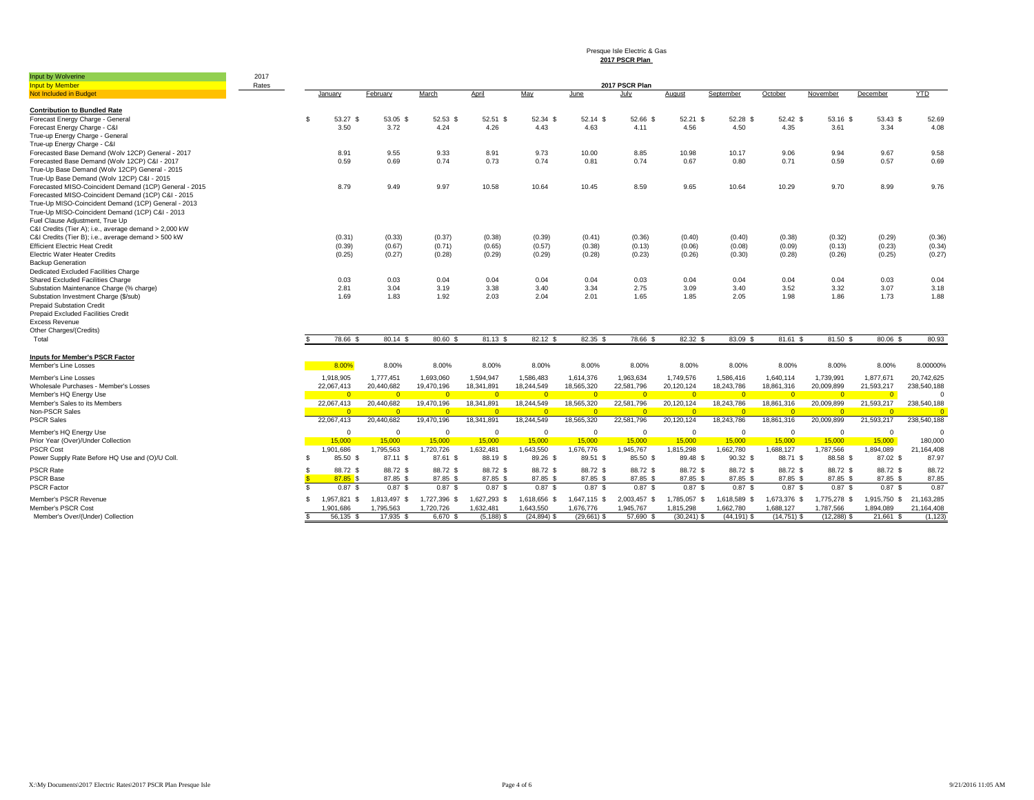# Presque Isle Electric & Gas

## 2017 PSCR Plan

| Input by Wolverine | 2017 | | | | | | | | | | | | | |
|---|---|---|---|---|---|---|---|---|---|---|---|---|---|---|
| Input by Member | Rates | 2017 PSCR Plan | | | | | | | | | | | | |
| Not Included in Budget | | January | February | March | April | May | June | July | August | September | October | November | December | YTD |
| **Contribution to Bundled Rate** | | | | | | | | | | | | | | |
| Forecast Energy Charge - General | | $ 53.27 | $ 53.05 | $ 52.53 | $ 52.51 | $ 52.34 | $ 52.14 | $ 52.66 | $ 52.21 | $ 52.28 | $ 52.42 | $ 53.16 | $ 53.43 | $ 52.69 |
| Forecast Energy Charge - C&I | | 3.50 | 3.72 | 4.24 | 4.26 | 4.43 | 4.63 | 4.11 | 4.56 | 4.50 | 4.35 | 3.61 | 3.34 | 4.08 |
| True-up Energy Charge - General | | | | | | | | | | | | | | |
| True-up Energy Charge - C&I | | | | | | | | | | | | | | |
| Forecasted Base Demand (Wolv 12CP) General - 2017 | | 8.91 | 9.55 | 9.33 | 8.91 | 9.73 | 10.00 | 8.85 | 10.98 | 10.17 | 9.06 | 9.94 | 9.67 | 9.58 |
| Forecasted Base Demand (Wolv 12CP) C&I - 2017 | | 0.59 | 0.69 | 0.74 | 0.73 | 0.74 | 0.81 | 0.74 | 0.67 | 0.80 | 0.71 | 0.59 | 0.57 | 0.69 |
| True-Up Base Demand (Wolv 12CP) General - 2015 | | | | | | | | | | | | | | |
| True-Up Base Demand (Wolv 12CP) C&I - 2015 | | | | | | | | | | | | | | |
| Forecasted MISO-Coincident Demand (1CP) General - 2015 | | 8.79 | 9.49 | 9.97 | 10.58 | 10.64 | 10.45 | 8.59 | 9.65 | 10.64 | 10.29 | 9.70 | 8.99 | 9.76 |
| Forecasted MISO-Coincident Demand (1CP) C&I - 2015 | | | | | | | | | | | | | | |
| True-Up MISO-Coincident Demand (1CP) General - 2013 | | | | | | | | | | | | | | |
| True-Up MISO-Coincident Demand (1CP) C&I - 2013 | | | | | | | | | | | | | | |
| Fuel Clause Adjustment, True Up | | | | | | | | | | | | | | |
| C&I Credits (Tier A); i.e., average demand > 2,000 kW | | | | | | | | | | | | | | |
| C&I Credits (Tier B); i.e., average demand > 500 kW | | (0.31) | (0.33) | (0.37) | (0.38) | (0.39) | (0.41) | (0.36) | (0.40) | (0.40) | (0.38) | (0.32) | (0.29) | (0.36) |
| Efficient Electric Heat Credit | | (0.39) | (0.67) | (0.71) | (0.65) | (0.57) | (0.38) | (0.13) | (0.06) | (0.08) | (0.09) | (0.13) | (0.23) | (0.34) |
| Electric Water Heater Credits | | (0.25) | (0.27) | (0.28) | (0.29) | (0.29) | (0.28) | (0.23) | (0.26) | (0.30) | (0.28) | (0.26) | (0.25) | (0.27) |
| Backup Generation | | | | | | | | | | | | | | |
| Dedicated Excluded Facilities Charge | | | | | | | | | | | | | | |
| Shared Excluded Facilities Charge | | 0.03 | 0.03 | 0.04 | 0.04 | 0.04 | 0.04 | 0.03 | 0.04 | 0.04 | 0.04 | 0.04 | 0.03 | 0.04 |
| Substation Maintenance Charge (% charge) | | 2.81 | 3.04 | 3.19 | 3.38 | 3.40 | 3.34 | 2.75 | 3.09 | 3.40 | 3.52 | 3.32 | 3.07 | 3.18 |
| Substation Investment Charge ($/sub) | | 1.69 | 1.83 | 1.92 | 2.03 | 2.04 | 2.01 | 1.65 | 1.85 | 2.05 | 1.98 | 1.86 | 1.73 | 1.88 |
| Prepaid Substation Credit | | | | | | | | | | | | | | |
| Prepaid Excluded Facilities Credit | | | | | | | | | | | | | | |
| Excess Revenue | | | | | | | | | | | | | | |
| Other Charges/(Credits) | | | | | | | | | | | | | | |
| Total | | $ 78.66 | $ 80.14 | $ 80.60 | $ 81.13 | $ 82.12 | $ 82.35 | $ 78.66 | $ 82.32 | $ 83.09 | $ 81.61 | $ 81.50 | $ 80.06 | $ 80.93 |
| **Inputs for Member's PSCR Factor** | | | | | | | | | | | | | | |
| Member's Line Losses | | 8.00% | 8.00% | 8.00% | 8.00% | 8.00% | 8.00% | 8.00% | 8.00% | 8.00% | 8.00% | 8.00% | 8.00% | 8.00000% |
| Member's Line Losses | | 1,918,905 | 1,777,451 | 1,693,060 | 1,594,947 | 1,586,483 | 1,614,376 | 1,963,634 | 1,749,576 | 1,586,416 | 1,640,114 | 1,739,991 | 1,877,671 | 20,742,625 |
| Wholesale Purchases - Member's Losses | | 22,067,413 | 20,440,682 | 19,470,196 | 18,341,891 | 18,244,549 | 18,565,320 | 22,581,796 | 20,120,124 | 18,243,786 | 18,861,316 | 20,009,899 | 21,593,217 | 238,540,188 |
| Member's HQ Energy Use | | 0 | 0 | 0 | 0 | 0 | 0 | 0 | 0 | 0 | 0 | 0 | 0 | 0 |
| Member's Sales to its Members | | 22,067,413 | 20,440,682 | 19,470,196 | 18,341,891 | 18,244,549 | 18,565,320 | 22,581,796 | 20,120,124 | 18,243,786 | 18,861,316 | 20,009,899 | 21,593,217 | 238,540,188 |
| Non-PSCR Sales | | 0 | 0 | 0 | 0 | 0 | 0 | 0 | 0 | 0 | 0 | 0 | 0 | 0 |
| PSCR Sales | | 22,067,413 | 20,440,682 | 19,470,196 | 18,341,891 | 18,244,549 | 18,565,320 | 22,581,796 | 20,120,124 | 18,243,786 | 18,861,316 | 20,009,899 | 21,593,217 | 238,540,188 |
| Member's HQ Energy Use | | 0 | 0 | 0 | 0 | 0 | 0 | 0 | 0 | 0 | 0 | 0 | 0 | 0 |
| Prior Year (Over)/Under Collection | | 15,000 | 15,000 | 15,000 | 15,000 | 15,000 | 15,000 | 15,000 | 15,000 | 15,000 | 15,000 | 15,000 | 15,000 | 180,000 |
| PSCR Cost | | 1,901,686 | 1,795,563 | 1,720,726 | 1,632,481 | 1,643,550 | 1,676,776 | 1,945,767 | 1,815,298 | 1,662,780 | 1,688,127 | 1,787,566 | 1,894,089 | 21,164,408 |
| Power Supply Rate Before HQ Use and (O)/U Coll. | | $ 85.50 | $ 87.11 | $ 87.61 | $ 88.19 | $ 89.26 | $ 89.51 | $ 85.50 | $ 89.48 | $ 90.32 | $ 88.71 | $ 88.58 | $ 87.02 | $ 87.97 |
| PSCR Rate | | $ 88.72 | $ 88.72 | $ 88.72 | $ 88.72 | $ 88.72 | $ 88.72 | $ 88.72 | $ 88.72 | $ 88.72 | $ 88.72 | $ 88.72 | $ 88.72 | $ 88.72 |
| PSCR Base | | $ 87.85 | $ 87.85 | $ 87.85 | $ 87.85 | $ 87.85 | $ 87.85 | $ 87.85 | $ 87.85 | $ 87.85 | $ 87.85 | $ 87.85 | $ 87.85 | $ 87.85 |
| PSCR Factor | | $ 0.87 | $ 0.87 | $ 0.87 | $ 0.87 | $ 0.87 | $ 0.87 | $ 0.87 | $ 0.87 | $ 0.87 | $ 0.87 | $ 0.87 | $ 0.87 | $ 0.87 |
| Member's PSCR Revenue | | $ 1,957,821 | $ 1,813,497 | $ 1,727,396 | $ 1,627,293 | $ 1,618,656 | $ 1,647,115 | $ 2,003,457 | $ 1,785,057 | $ 1,618,589 | $ 1,673,376 | $ 1,775,278 | $ 1,915,750 | $ 21,163,285 |
| Member's PSCR Cost | | 1,901,686 | 1,795,563 | 1,720,726 | 1,632,481 | 1,643,550 | 1,676,776 | 1,945,767 | 1,815,298 | 1,662,780 | 1,688,127 | 1,787,566 | 1,894,089 | 21,164,408 |
| Member's Over/(Under) Collection | | $ 56,135 | $ 17,935 | $ 6,670 | $ (5,188) | $ (24,894) | $ (29,661) | $ 57,690 | $ (30,241) | $ (44,191) | $ (14,751) | $ (12,288) | $ 21,661 | $ (1,123) |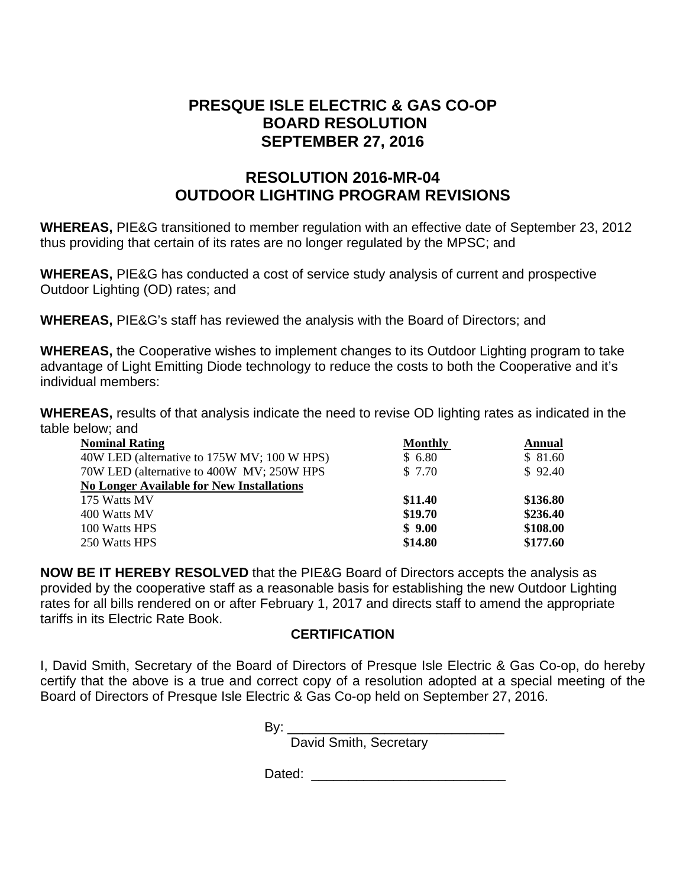# PRESQUE ISLE ELECTRIC & GAS CO-OP
# BOARD RESOLUTION
# SEPTEMBER 27, 2016

## RESOLUTION 2016-MR-04
## OUTDOOR LIGHTING PROGRAM REVISIONS

**WHEREAS,** PIE&G transitioned to member regulation with an effective date of September 23, 2012 thus providing that certain of its rates are no longer regulated by the MPSC; and

**WHEREAS,** PIE&G has conducted a cost of service study analysis of current and prospective Outdoor Lighting (OD) rates; and

**WHEREAS,** PIE&G's staff has reviewed the analysis with the Board of Directors; and

**WHEREAS,** the Cooperative wishes to implement changes to its Outdoor Lighting program to take advantage of Light Emitting Diode technology to reduce the costs to both the Cooperative and it's individual members:

**WHEREAS,** results of that analysis indicate the need to revise OD lighting rates as indicated in the table below; and

| Nominal Rating | Monthly | Annual |
|---|---|---|
| 40W LED (alternative to 175W MV; 100 W HPS) | $ 6.80 | $ 81.60 |
| 70W LED (alternative to 400W MV; 250W HPS | $ 7.70 | $ 92.40 |
| **No Longer Available for New Installations** | | |
| 175 Watts MV | **$11.40** | **$136.80** |
| 400 Watts MV | **$19.70** | **$236.40** |
| 100 Watts HPS | **$ 9.00** | **$108.00** |
| 250 Watts HPS | **$14.80** | **$177.60** |

**NOW BE IT HEREBY RESOLVED** that the PIE&G Board of Directors accepts the analysis as provided by the cooperative staff as a reasonable basis for establishing the new Outdoor Lighting rates for all bills rendered on or after February 1, 2017 and directs staff to amend the appropriate tariffs in its Electric Rate Book.

**CERTIFICATION**

I, David Smith, Secretary of the Board of Directors of Presque Isle Electric & Gas Co-op, do hereby certify that the above is a true and correct copy of a resolution adopted at a special meeting of the Board of Directors of Presque Isle Electric & Gas Co-op held on September 27, 2016.

By: ______________________________
David Smith, Secretary

Dated: __________________________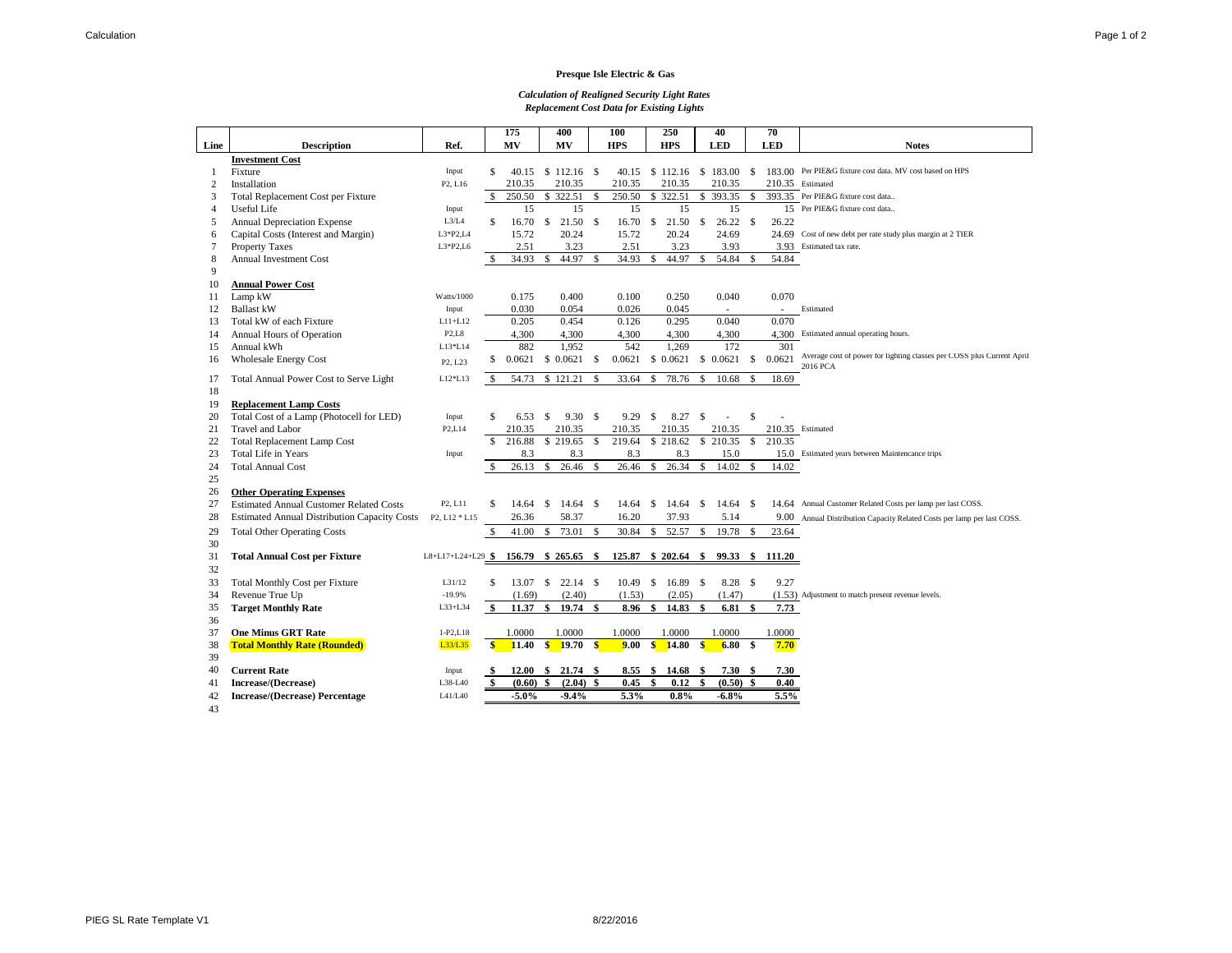**Presque Isle Electric & Gas**

***Calculation of Realigned Security Light Rates***
***Replacement Cost Data for Existing Lights***

| Line | Description | Ref. | 175 MV | 400 MV | 100 HPS | 250 HPS | 40 LED | 70 LED | Notes |
|---|---|---|---|---|---|---|---|---|---|
| | **Investment Cost** | | | | | | | | |
| 1 | Fixture | Input | $ 40.15 | $ 112.16 | $ 40.15 | $ 112.16 | $ 183.00 | $ 183.00 | Per PIE&G fixture cost data. MV cost based on HPS |
| 2 | Installation | P2, L16 | 210.35 | 210.35 | 210.35 | 210.35 | 210.35 | 210.35 | Estimated |
| 3 | Total Replacement Cost per Fixture | | $ 250.50 | $ 322.51 | $ 250.50 | $ 322.51 | $ 393.35 | $ 393.35 | Per PIE&G fixture cost data.. |
| 4 | Useful Life | Input | 15 | 15 | 15 | 15 | 15 | 15 | Per PIE&G fixture cost data.. |
| 5 | Annual Depreciation Expense | L3/L4 | $ 16.70 | $ 21.50 | $ 16.70 | $ 21.50 | $ 26.22 | $ 26.22 | |
| 6 | Capital Costs (Interest and Margin) | L3*P2,L4 | 15.72 | 20.24 | 15.72 | 20.24 | 24.69 | 24.69 | Cost of new debt per rate study plus margin at 2 TIER |
| 7 | Property Taxes | L3*P2,L6 | 2.51 | 3.23 | 2.51 | 3.23 | 3.93 | 3.93 | Estimated tax rate. |
| 8 | Annual Investment Cost | | $ 34.93 | $ 44.97 | $ 34.93 | $ 44.97 | $ 54.84 | $ 54.84 | |
| 9 | | | | | | | | | |
| 10 | **Annual Power Cost** | | | | | | | | |
| 11 | Lamp kW | Watts/1000 | 0.175 | 0.400 | 0.100 | 0.250 | 0.040 | 0.070 | |
| 12 | Ballast kW | Input | 0.030 | 0.054 | 0.026 | 0.045 | - | - | Estimated |
| 13 | Total kW of each Fixture | L11+L12 | 0.205 | 0.454 | 0.126 | 0.295 | 0.040 | 0.070 | |
| 14 | Annual Hours of Operation | P2,L8 | 4,300 | 4,300 | 4,300 | 4,300 | 4,300 | 4,300 | Estimated annual operating hours. |
| 15 | Annual kWh | L13*L14 | 882 | 1,952 | 542 | 1,269 | 172 | 301 | |
| 16 | Wholesale Energy Cost | P2, L23 | $ 0.0621 | $ 0.0621 | $ 0.0621 | $ 0.0621 | $ 0.0621 | $ 0.0621 | Average cost of power for lighting classes per COSS plus Current April 2016 PCA |
| 17 | Total Annual Power Cost to Serve Light | L12*L13 | $ 54.73 | $ 121.21 | $ 33.64 | $ 78.76 | $ 10.68 | $ 18.69 | |
| 18 | | | | | | | | | |
| 19 | **Replacement Lamp Costs** | | | | | | | | |
| 20 | Total Cost of a Lamp (Photocell for LED) | Input | $ 6.53 | $ 9.30 | $ 9.29 | $ 8.27 | $ - | $ - | |
| 21 | Travel and Labor | P2,L14 | 210.35 | 210.35 | 210.35 | 210.35 | 210.35 | 210.35 | Estimated |
| 22 | Total Replacement Lamp Cost | | $ 216.88 | $ 219.65 | $ 219.64 | $ 218.62 | $ 210.35 | $ 210.35 | |
| 23 | Total Life in Years | Input | 8.3 | 8.3 | 8.3 | 8.3 | 15.0 | 15.0 | Estimated years between Maintencance trips |
| 24 | Total Annual Cost | | $ 26.13 | $ 26.46 | $ 26.46 | $ 26.34 | $ 14.02 | $ 14.02 | |
| 25 | | | | | | | | | |
| 26 | **Other Operating Expenses** | | | | | | | | |
| 27 | Estimated Annual Customer Related Costs | P2, L11 | $ 14.64 | $ 14.64 | $ 14.64 | $ 14.64 | $ 14.64 | $ 14.64 | Annual Customer Related Costs per lamp per last COSS. |
| 28 | Estimated Annual Distribution Capacity Costs | P2, L12 * L15 | 26.36 | 58.37 | 16.20 | 37.93 | 5.14 | 9.00 | Annual Distribution Capacity Related Costs per lamp per last COSS. |
| 29 | Total Other Operating Costs | | $ 41.00 | $ 73.01 | $ 30.84 | $ 52.57 | $ 19.78 | $ 23.64 | |
| 30 | | | | | | | | | |
| 31 | **Total Annual Cost per Fixture** | L8+L17+L24+L29 | **$ 156.79** | **$ 265.65** | **$ 125.87** | **$ 202.64** | **$ 99.33** | **$ 111.20** | |
| 32 | | | | | | | | | |
| 33 | Total Monthly Cost per Fixture | L31/12 | $ 13.07 | $ 22.14 | $ 10.49 | $ 16.89 | $ 8.28 | $ 9.27 | |
| 34 | Revenue True Up | -19.9% | (1.69) | (2.40) | (1.53) | (2.05) | (1.47) | (1.53) | Adjustment to match present revenue levels. |
| 35 | **Target Monthly Rate** | L33+L34 | **$ 11.37** | **$ 19.74** | **$ 8.96** | **$ 14.83** | **$ 6.81** | **$ 7.73** | |
| 36 | | | | | | | | | |
| 37 | **One Minus GRT Rate** | 1-P2,L18 | 1.0000 | 1.0000 | 1.0000 | 1.0000 | 1.0000 | 1.0000 | |
| 38 | **Total Monthly Rate (Rounded)** | L33/L35 | **$ 11.40** | **$ 19.70** | **$ 9.00** | **$ 14.80** | **$ 6.80** | **$ 7.70** | |
| 39 | | | | | | | | | |
| 40 | **Current Rate** | Input | **$ 12.00** | **$ 21.74** | **$ 8.55** | **$ 14.68** | **$ 7.30** | **$ 7.30** | |
| 41 | **Increase/(Decrease)** | L38-L40 | **$ (0.60)** | **$ (2.04)** | **$ 0.45** | **$ 0.12** | **$ (0.50)** | **$ 0.40** | |
| 42 | **Increase/(Decrease) Percentage** | L41/L40 | **-5.0%** | **-9.4%** | **5.3%** | **0.8%** | **-6.8%** | **5.5%** | |
| 43 | | | | | | | | | |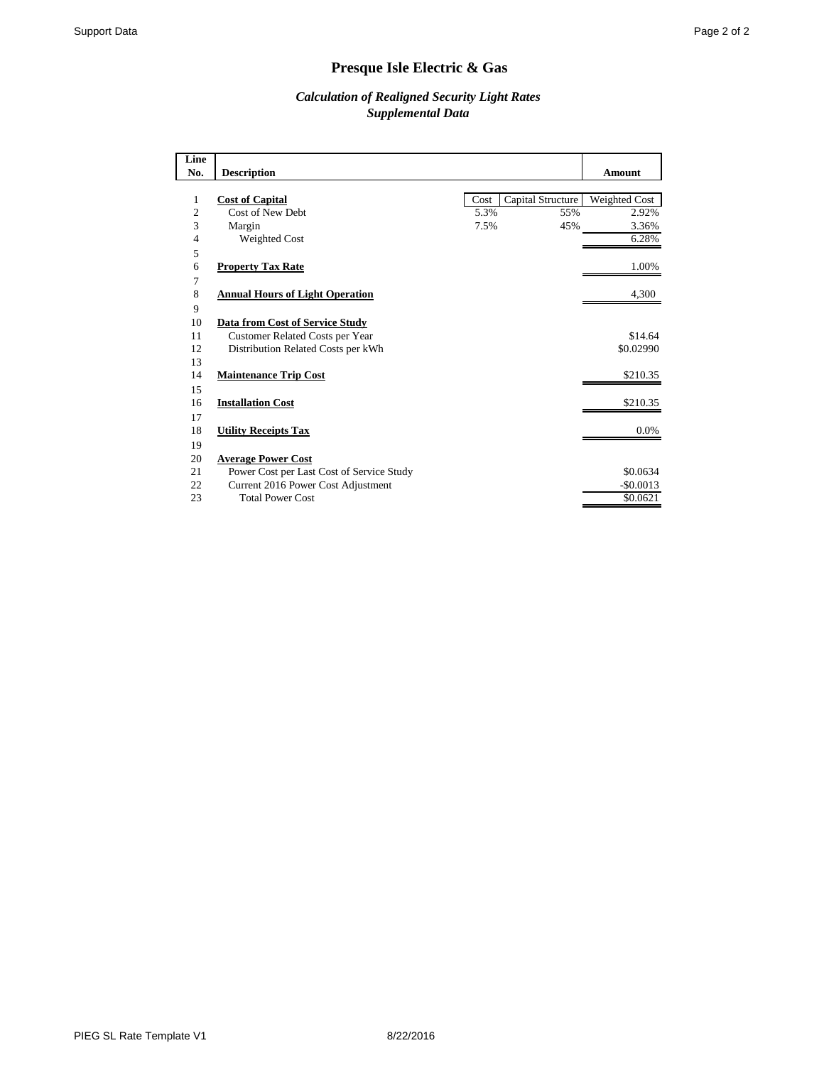# Presque Isle Electric & Gas

***Calculation of Realigned Security Light Rates***
***Supplemental Data***

| Line No. | Description | Cost | Capital Structure | Amount |
|---|---|---|---|---|
| 1 | **Cost of Capital** | Cost | Capital Structure | Weighted Cost |
| 2 | Cost of New Debt | 5.3% | 55% | 2.92% |
| 3 | Margin | 7.5% | 45% | 3.36% |
| 4 | Weighted Cost | | | 6.28% |
| 5 | | | | |
| 6 | **Property Tax Rate** | | | 1.00% |
| 7 | | | | |
| 8 | **Annual Hours of Light Operation** | | | 4,300 |
| 9 | | | | |
| 10 | **Data from Cost of Service Study** | | | |
| 11 | Customer Related Costs per Year | | | $14.64 |
| 12 | Distribution Related Costs per kWh | | | $0.02990 |
| 13 | | | | |
| 14 | **Maintenance Trip Cost** | | | $210.35 |
| 15 | | | | |
| 16 | **Installation Cost** | | | $210.35 |
| 17 | | | | |
| 18 | **Utility Receipts Tax** | | | 0.0% |
| 19 | | | | |
| 20 | **Average Power Cost** | | | |
| 21 | Power Cost per Last Cost of Service Study | | | $0.0634 |
| 22 | Current 2016 Power Cost Adjustment | | | -$0.0013 |
| 23 | Total Power Cost | | | $0.0621 |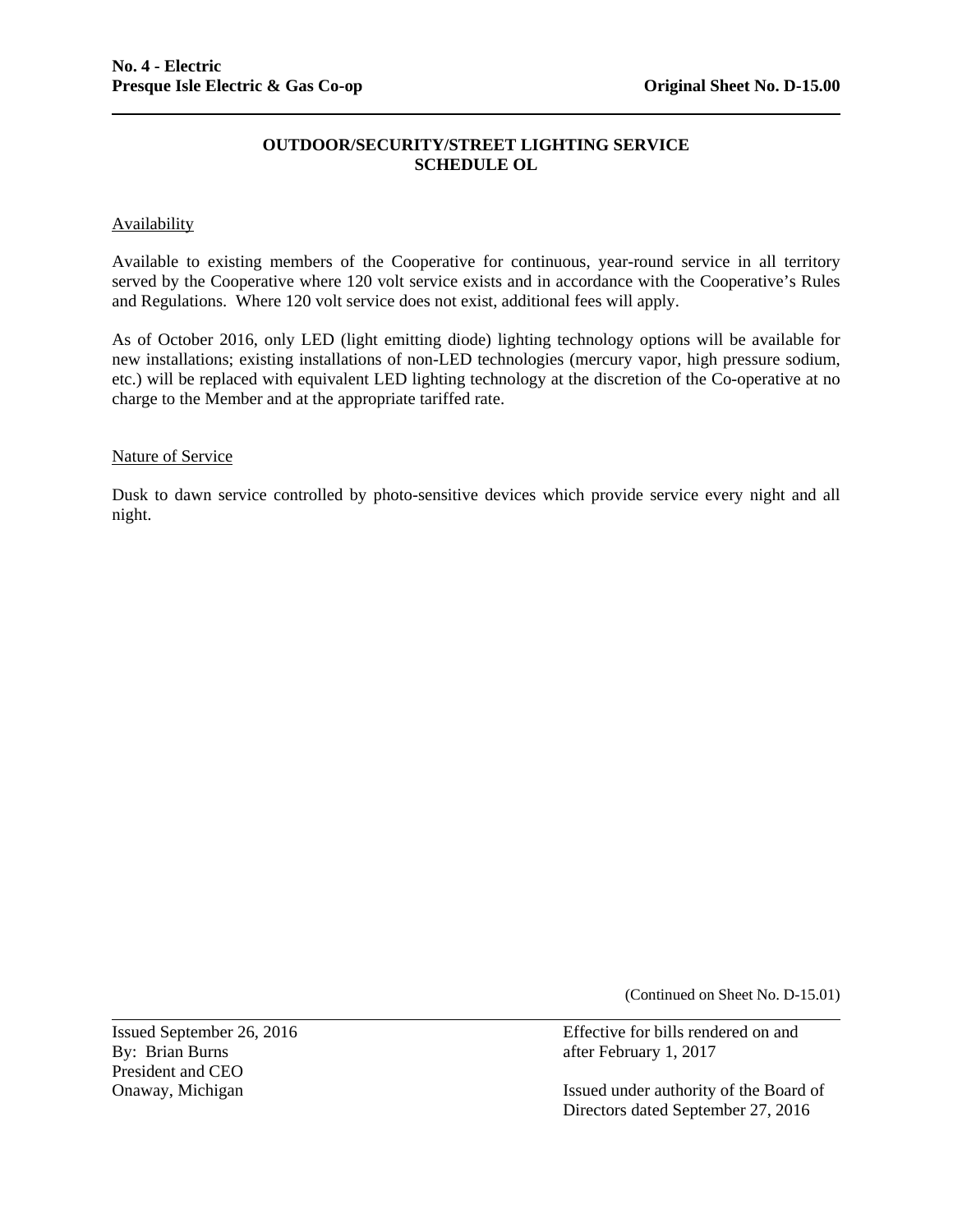# OUTDOOR/SECURITY/STREET LIGHTING SERVICE
## SCHEDULE OL

Availability

Available to existing members of the Cooperative for continuous, year-round service in all territory served by the Cooperative where 120 volt service exists and in accordance with the Cooperative's Rules and Regulations. Where 120 volt service does not exist, additional fees will apply.

As of October 2016, only LED (light emitting diode) lighting technology options will be available for new installations; existing installations of non-LED technologies (mercury vapor, high pressure sodium, etc.) will be replaced with equivalent LED lighting technology at the discretion of the Co-operative at no charge to the Member and at the appropriate tariffed rate.

Nature of Service

Dusk to dawn service controlled by photo-sensitive devices which provide service every night and all night.

(Continued on Sheet No. D-15.01)

Issued September 26, 2016
By: Brian Burns
President and CEO
Onaway, Michigan

Effective for bills rendered on and after February 1, 2017

Issued under authority of the Board of Directors dated September 27, 2016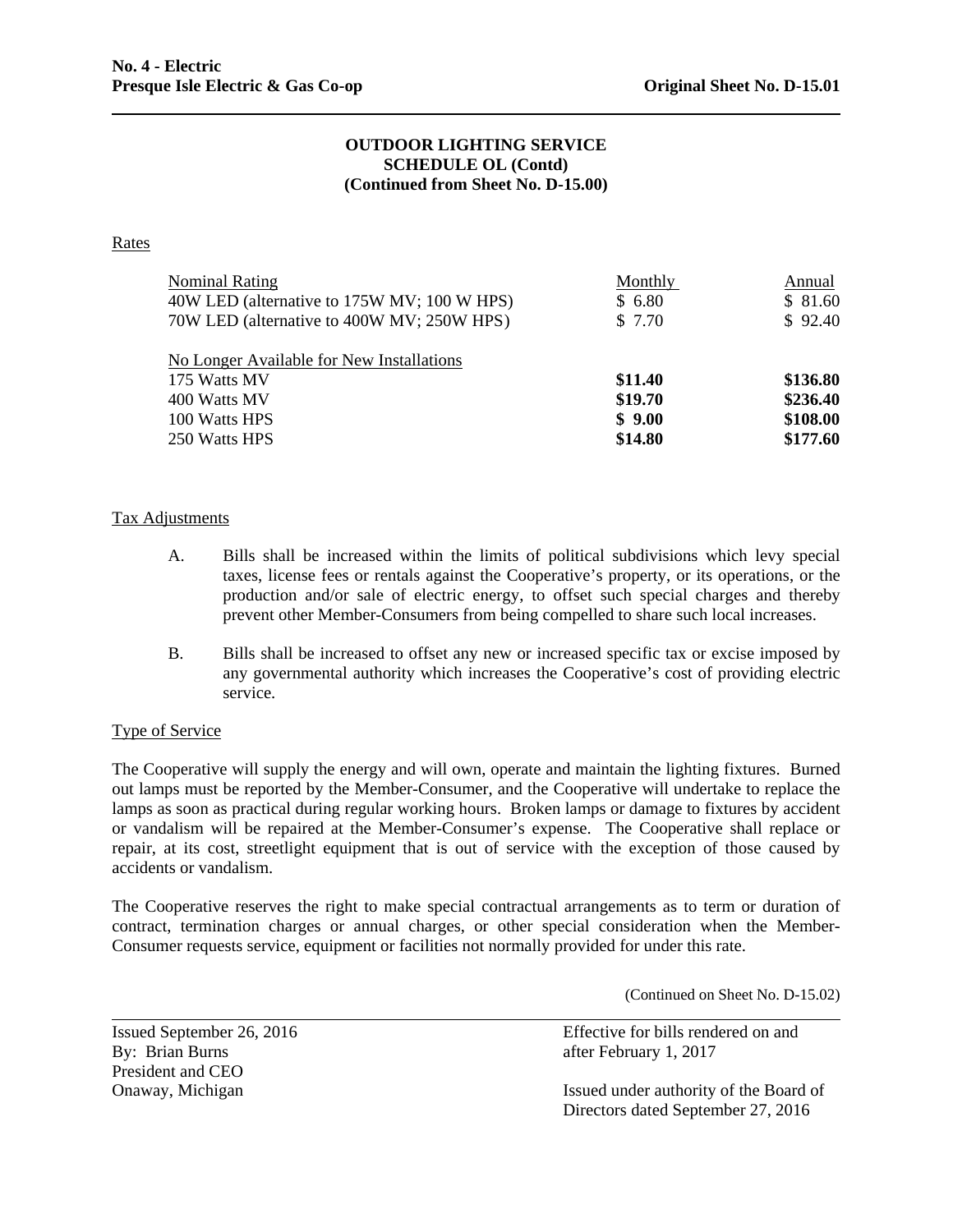**No. 4 - Electric**
**Presque Isle Electric & Gas Co-op** **Original Sheet No. D-15.01**

**OUTDOOR LIGHTING SERVICE**
**SCHEDULE OL (Contd)**
**(Continued from Sheet No. D-15.00)**

Rates

| Nominal Rating | Monthly | Annual |
|---|---|---|
| 40W LED (alternative to 175W MV; 100 W HPS) | $ 6.80 | $ 81.60 |
| 70W LED (alternative to 400W MV; 250W HPS) | $ 7.70 | $ 92.40 |
| No Longer Available for New Installations | | |
| 175 Watts MV | **$11.40** | **$136.80** |
| 400 Watts MV | **$19.70** | **$236.40** |
| 100 Watts HPS | **$ 9.00** | **$108.00** |
| 250 Watts HPS | **$14.80** | **$177.60** |

Tax Adjustments

A. Bills shall be increased within the limits of political subdivisions which levy special taxes, license fees or rentals against the Cooperative's property, or its operations, or the production and/or sale of electric energy, to offset such special charges and thereby prevent other Member-Consumers from being compelled to share such local increases.

B. Bills shall be increased to offset any new or increased specific tax or excise imposed by any governmental authority which increases the Cooperative's cost of providing electric service.

Type of Service

The Cooperative will supply the energy and will own, operate and maintain the lighting fixtures. Burned out lamps must be reported by the Member-Consumer, and the Cooperative will undertake to replace the lamps as soon as practical during regular working hours. Broken lamps or damage to fixtures by accident or vandalism will be repaired at the Member-Consumer's expense. The Cooperative shall replace or repair, at its cost, streetlight equipment that is out of service with the exception of those caused by accidents or vandalism.

The Cooperative reserves the right to make special contractual arrangements as to term or duration of contract, termination charges or annual charges, or other special consideration when the Member-Consumer requests service, equipment or facilities not normally provided for under this rate.

(Continued on Sheet No. D-15.02)

Issued September 26, 2016
By: Brian Burns
President and CEO
Onaway, Michigan

Effective for bills rendered on and after February 1, 2017

Issued under authority of the Board of Directors dated September 27, 2016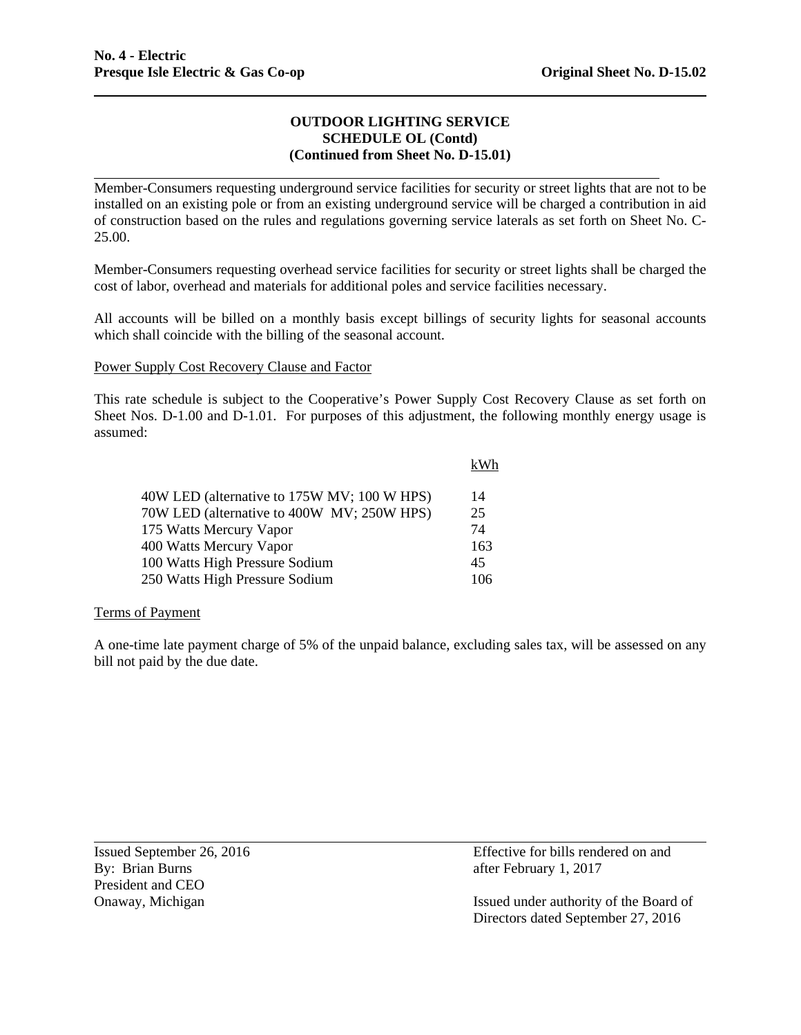**OUTDOOR LIGHTING SERVICE**
**SCHEDULE OL (Contd)**
**(Continued from Sheet No. D-15.01)**

Member-Consumers requesting underground service facilities for security or street lights that are not to be installed on an existing pole or from an existing underground service will be charged a contribution in aid of construction based on the rules and regulations governing service laterals as set forth on Sheet No. C-25.00.

Member-Consumers requesting overhead service facilities for security or street lights shall be charged the cost of labor, overhead and materials for additional poles and service facilities necessary.

All accounts will be billed on a monthly basis except billings of security lights for seasonal accounts which shall coincide with the billing of the seasonal account.

Power Supply Cost Recovery Clause and Factor

This rate schedule is subject to the Cooperative's Power Supply Cost Recovery Clause as set forth on Sheet Nos. D-1.00 and D-1.01. For purposes of this adjustment, the following monthly energy usage is assumed:

| | kWh |
|---|---|
| 40W LED (alternative to 175W MV; 100 W HPS) | 14 |
| 70W LED (alternative to 400W MV; 250W HPS) | 25 |
| 175 Watts Mercury Vapor | 74 |
| 400 Watts Mercury Vapor | 163 |
| 100 Watts High Pressure Sodium | 45 |
| 250 Watts High Pressure Sodium | 106 |

Terms of Payment

A one-time late payment charge of 5% of the unpaid balance, excluding sales tax, will be assessed on any bill not paid by the due date.

Issued September 26, 2016
By: Brian Burns
President and CEO
Onaway, Michigan

Effective for bills rendered on and after February 1, 2017

Issued under authority of the Board of Directors dated September 27, 2016